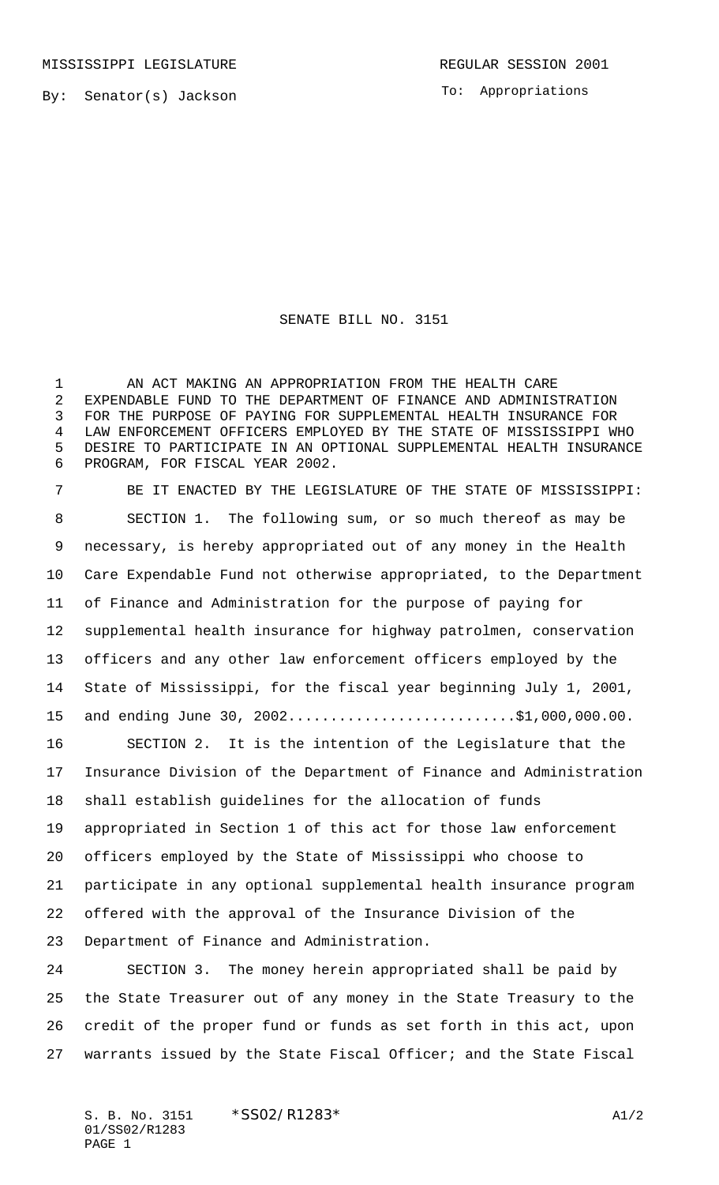MISSISSIPPI LEGISLATURE REGULAR SESSION 2001

By: Senator(s) Jackson

To: Appropriations

# SENATE BILL NO. 3151

AN ACT MAKING AN APPROPRIATION FROM THE HEALTH CARE EXPENDABLE FUND TO THE DEPARTMENT OF FINANCE AND ADMINISTRATION FOR THE PURPOSE OF PAYING FOR SUPPLEMENTAL HEALTH INSURANCE FOR LAW ENFORCEMENT OFFICERS EMPLOYED BY THE STATE OF MISSISSIPPI WHO DESIRE TO PARTICIPATE IN AN OPTIONAL SUPPLEMENTAL HEALTH INSURANCE PROGRAM, FOR FISCAL YEAR 2002.

BE IT ENACTED BY THE LEGISLATURE OF THE STATE OF MISSISSIPPI:

SECTION 1. The following sum, or so much thereof as may be necessary, is hereby appropriated out of any money in the Health Care Expendable Fund not otherwise appropriated, to the Department of Finance and Administration for the purpose of paying for supplemental health insurance for highway patrolmen, conservation officers and any other law enforcement officers employed by the State of Mississippi, for the fiscal year beginning July 1, 2001, and ending June 30, 2002...........................$1,000,000.00.

SECTION 2. It is the intention of the Legislature that the Insurance Division of the Department of Finance and Administration shall establish guidelines for the allocation of funds appropriated in Section 1 of this act for those law enforcement officers employed by the State of Mississippi who choose to participate in any optional supplemental health insurance program offered with the approval of the Insurance Division of the Department of Finance and Administration.

SECTION 3. The money herein appropriated shall be paid by the State Treasurer out of any money in the State Treasury to the credit of the proper fund or funds as set forth in this act, upon warrants issued by the State Fiscal Officer; and the State Fiscal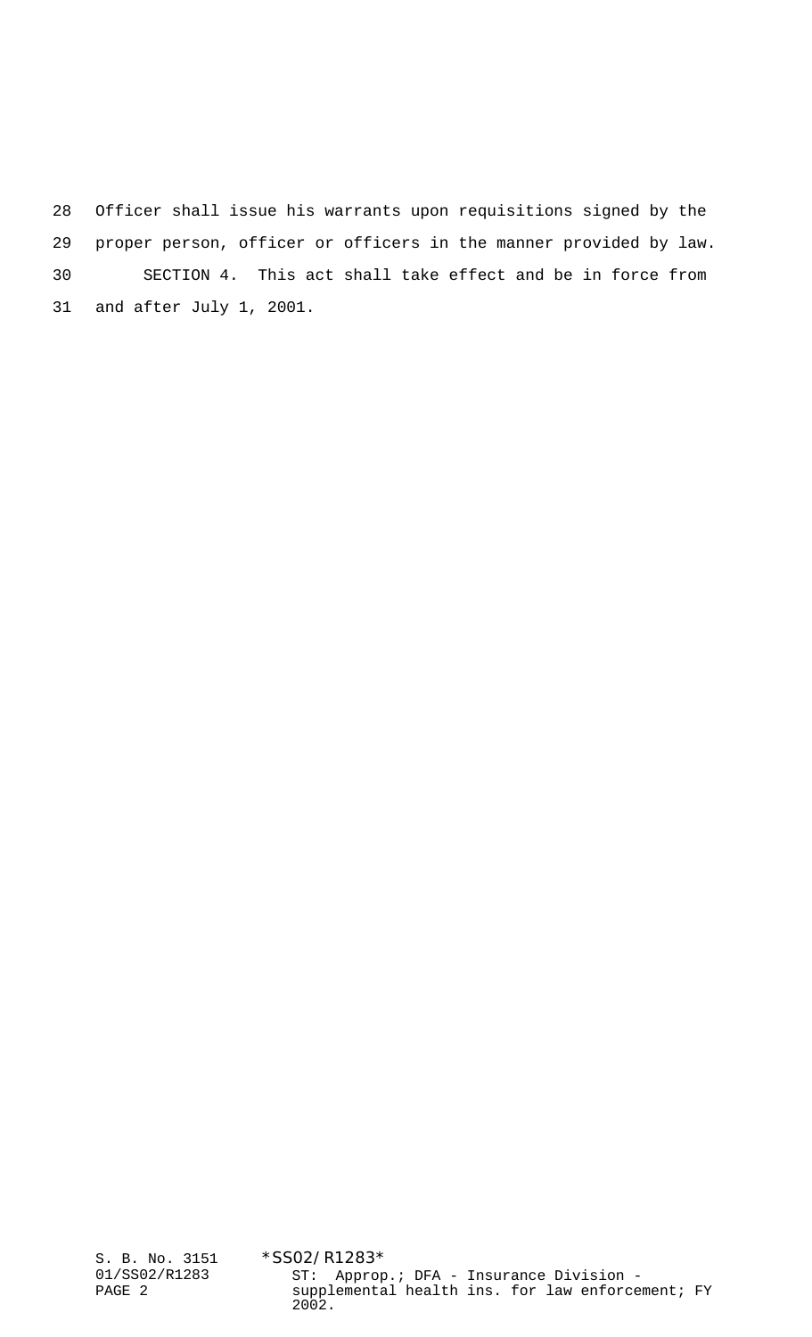Officer shall issue his warrants upon requisitions signed by the proper person, officer or officers in the manner provided by law.

SECTION 4. This act shall take effect and be in force from and after July 1, 2001.